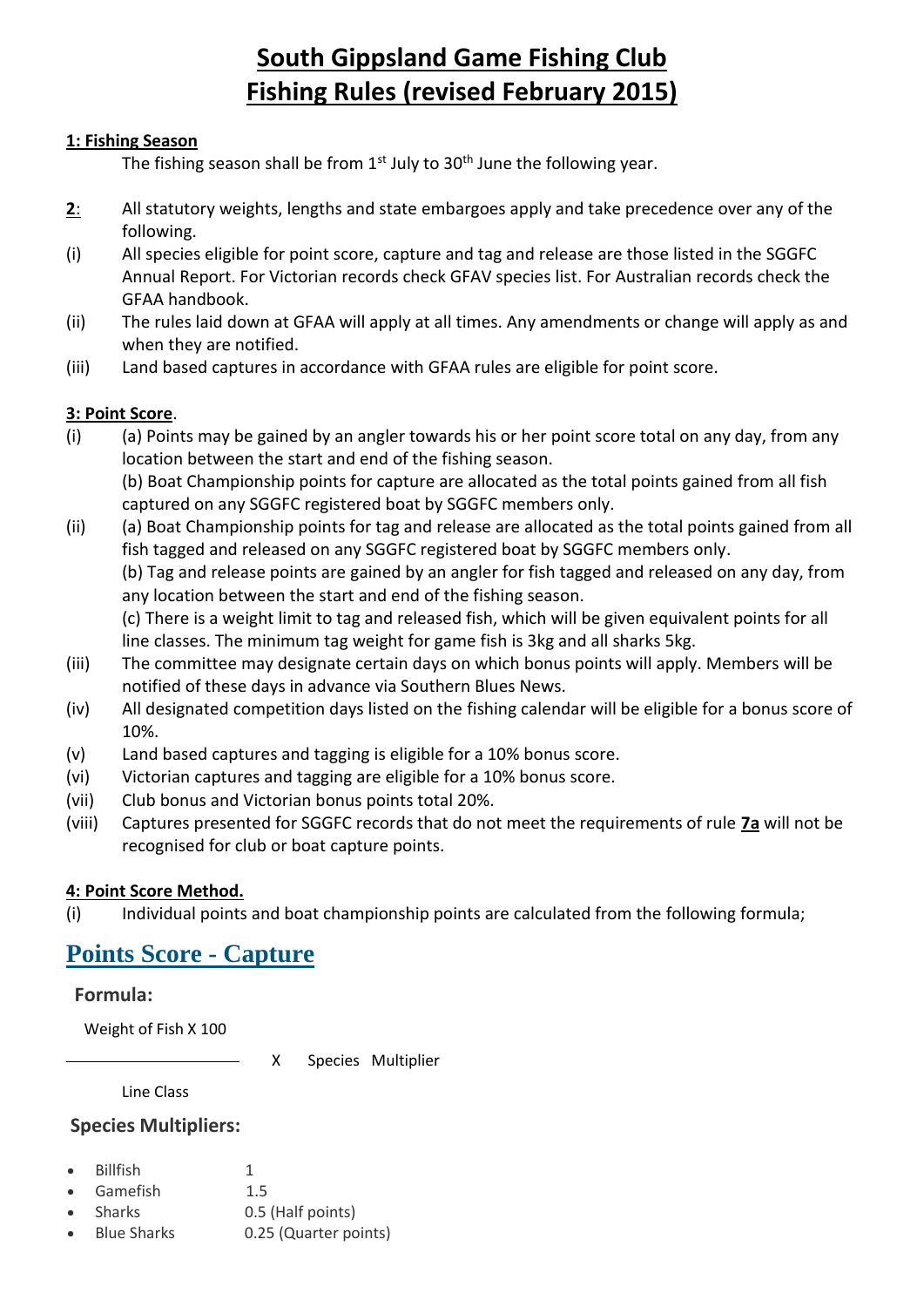# South Gippsland Game Fishing Club
# Fishing Rules (revised February 2015)

**1: Fishing Season**

The fishing season shall be from 1st July to 30th June the following year.

**2**: All statutory weights, lengths and state embargoes apply and take precedence over any of the following.

(i) All species eligible for point score, capture and tag and release are those listed in the SGGFC Annual Report. For Victorian records check GFAV species list. For Australian records check the GFAA handbook.

(ii) The rules laid down at GFAA will apply at all times. Any amendments or change will apply as and when they are notified.

(iii) Land based captures in accordance with GFAA rules are eligible for point score.

**3: Point Score**.

(i) (a) Points may be gained by an angler towards his or her point score total on any day, from any location between the start and end of the fishing season.
(b) Boat Championship points for capture are allocated as the total points gained from all fish captured on any SGGFC registered boat by SGGFC members only.

(ii) (a) Boat Championship points for tag and release are allocated as the total points gained from all fish tagged and released on any SGGFC registered boat by SGGFC members only.
(b) Tag and release points are gained by an angler for fish tagged and released on any day, from any location between the start and end of the fishing season.
(c) There is a weight limit to tag and released fish, which will be given equivalent points for all line classes. The minimum tag weight for game fish is 3kg and all sharks 5kg.

(iii) The committee may designate certain days on which bonus points will apply. Members will be notified of these days in advance via Southern Blues News.

(iv) All designated competition days listed on the fishing calendar will be eligible for a bonus score of 10%.

(v) Land based captures and tagging is eligible for a 10% bonus score.

(vi) Victorian captures and tagging are eligible for a 10% bonus score.

(vii) Club bonus and Victorian bonus points total 20%.

(viii) Captures presented for SGGFC records that do not meet the requirements of rule **7a** will not be recognised for club or boat capture points.

**4: Point Score Method.**

(i) Individual points and boat championship points are calculated from the following formula;

## Points Score - Capture

### Formula:

$$\frac{\text{Weight of Fish} \times 100}{\text{Line Class}} \times \text{Species Multiplier}$$

### Species Multipliers:

- Billfish 1
- Gamefish 1.5
- Sharks 0.5 (Half points)
- Blue Sharks 0.25 (Quarter points)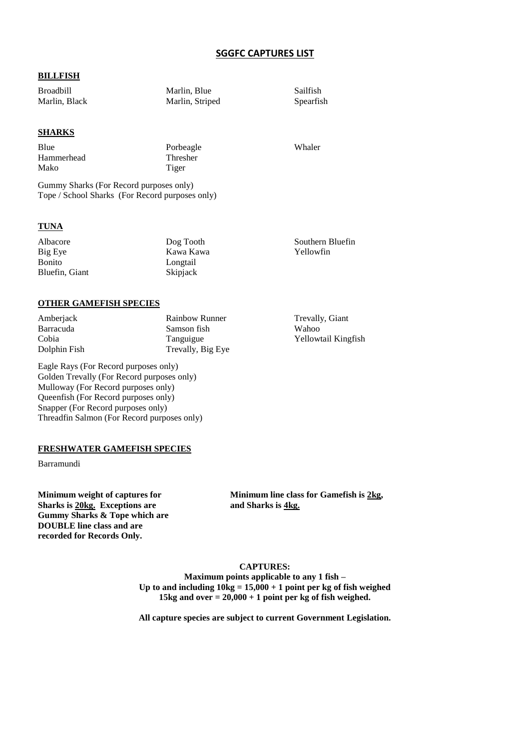# SGGFC CAPTURES LIST

## BILLFISH

| | | |
|---|---|---|
| Broadbill | Marlin, Blue | Sailfish |
| Marlin, Black | Marlin, Striped | Spearfish |

## SHARKS

| | | |
|---|---|---|
| Blue | Porbeagle | Whaler |
| Hammerhead | Thresher | |
| Mako | Tiger | |

Gummy Sharks (For Record purposes only)
Tope / School Sharks (For Record purposes only)

## TUNA

| | | |
|---|---|---|
| Albacore | Dog Tooth | Southern Bluefin |
| Big Eye | Kawa Kawa | Yellowfin |
| Bonito | Longtail | |
| Bluefin, Giant | Skipjack | |

## OTHER GAMEFISH SPECIES

| | | |
|---|---|---|
| Amberjack | Rainbow Runner | Trevally, Giant |
| Barracuda | Samson fish | Wahoo |
| Cobia | Tanguigue | Yellowtail Kingfish |
| Dolphin Fish | Trevally, Big Eye | |

Eagle Rays (For Record purposes only)
Golden Trevally (For Record purposes only)
Mulloway (For Record purposes only)
Queenfish (For Record purposes only)
Snapper (For Record purposes only)
Threadfin Salmon (For Record purposes only)

## FRESHWATER GAMEFISH SPECIES

Barramundi

**Minimum weight of captures for Sharks is 20kg. Exceptions are Gummy Sharks & Tope which are DOUBLE line class and are recorded for Records Only.**

**Minimum line class for Gamefish is 2kg, and Sharks is 4kg.**

**CAPTURES:**
**Maximum points applicable to any 1 fish –**
**Up to and including 10kg = 15,000 + 1 point per kg of fish weighed**
**15kg and over = 20,000 + 1 point per kg of fish weighed.**

**All capture species are subject to current Government Legislation.**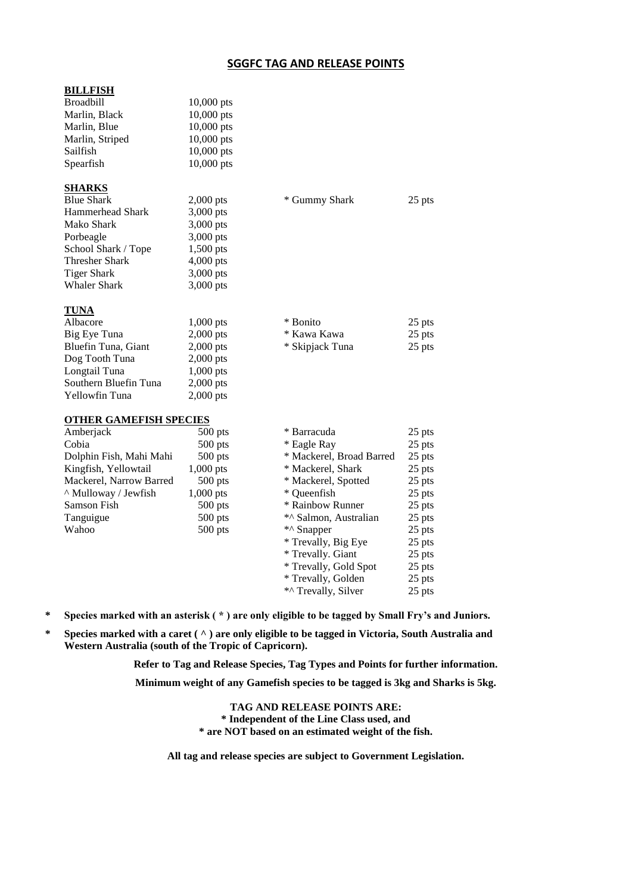## SGGFC TAG AND RELEASE POINTS

**BILLFISH**

| | |
|---|---|
| Broadbill | 10,000 pts |
| Marlin, Black | 10,000 pts |
| Marlin, Blue | 10,000 pts |
| Marlin, Striped | 10,000 pts |
| Sailfish | 10,000 pts |
| Spearfish | 10,000 pts |

**SHARKS**

| | | | |
|---|---|---|---|
| Blue Shark | 2,000 pts | * Gummy Shark | 25 pts |
| Hammerhead Shark | 3,000 pts | | |
| Mako Shark | 3,000 pts | | |
| Porbeagle | 3,000 pts | | |
| School Shark / Tope | 1,500 pts | | |
| Thresher Shark | 4,000 pts | | |
| Tiger Shark | 3,000 pts | | |
| Whaler Shark | 3,000 pts | | |

**TUNA**

| | | | |
|---|---|---|---|
| Albacore | 1,000 pts | * Bonito | 25 pts |
| Big Eye Tuna | 2,000 pts | * Kawa Kawa | 25 pts |
| Bluefin Tuna, Giant | 2,000 pts | * Skipjack Tuna | 25 pts |
| Dog Tooth Tuna | 2,000 pts | | |
| Longtail Tuna | 1,000 pts | | |
| Southern Bluefin Tuna | 2,000 pts | | |
| Yellowfin Tuna | 2,000 pts | | |

**OTHER GAMEFISH SPECIES**

| | | | |
|---|---|---|---|
| Amberjack | 500 pts | * Barracuda | 25 pts |
| Cobia | 500 pts | * Eagle Ray | 25 pts |
| Dolphin Fish, Mahi Mahi | 500 pts | * Mackerel, Broad Barred | 25 pts |
| Kingfish, Yellowtail | 1,000 pts | * Mackerel, Shark | 25 pts |
| Mackerel, Narrow Barred | 500 pts | * Mackerel, Spotted | 25 pts |
| ^ Mulloway / Jewfish | 1,000 pts | * Queenfish | 25 pts |
| Samson Fish | 500 pts | * Rainbow Runner | 25 pts |
| Tanguigue | 500 pts | *^ Salmon, Australian | 25 pts |
| Wahoo | 500 pts | *^ Snapper | 25 pts |
| | | * Trevally, Big Eye | 25 pts |
| | | * Trevally. Giant | 25 pts |
| | | * Trevally, Gold Spot | 25 pts |
| | | * Trevally, Golden | 25 pts |
| | | *^ Trevally, Silver | 25 pts |

- **Species marked with an asterisk ( * ) are only eligible to be tagged by Small Fry's and Juniors.**
- **Species marked with a caret ( ^ ) are only eligible to be tagged in Victoria, South Australia and Western Australia (south of the Tropic of Capricorn).**

**Refer to Tag and Release Species, Tag Types and Points for further information.**

**Minimum weight of any Gamefish species to be tagged is 3kg and Sharks is 5kg.**

**TAG AND RELEASE POINTS ARE:**
**\* Independent of the Line Class used, and**
**\* are NOT based on an estimated weight of the fish.**

**All tag and release species are subject to Government Legislation.**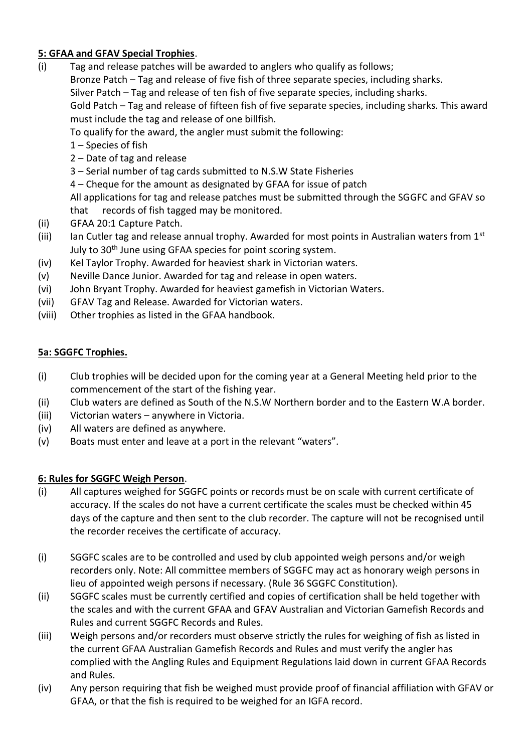**<u>5: GFAA and GFAV Special Trophies</u>**.

(i) Tag and release patches will be awarded to anglers who qualify as follows;
Bronze Patch – Tag and release of five fish of three separate species, including sharks.
Silver Patch – Tag and release of ten fish of five separate species, including sharks.
Gold Patch – Tag and release of fifteen fish of five separate species, including sharks. This award must include the tag and release of one billfish.
To qualify for the award, the angler must submit the following:
1 – Species of fish
2 – Date of tag and release
3 – Serial number of tag cards submitted to N.S.W State Fisheries
4 – Cheque for the amount as designated by GFAA for issue of patch
All applications for tag and release patches must be submitted through the SGGFC and GFAV so that records of fish tagged may be monitored.

(ii) GFAA 20:1 Capture Patch.

(iii) Ian Cutler tag and release annual trophy. Awarded for most points in Australian waters from 1st July to 30th June using GFAA species for point scoring system.

(iv) Kel Taylor Trophy. Awarded for heaviest shark in Victorian waters.

(v) Neville Dance Junior. Awarded for tag and release in open waters.

(vi) John Bryant Trophy. Awarded for heaviest gamefish in Victorian Waters.

(vii) GFAV Tag and Release. Awarded for Victorian waters.

(viii) Other trophies as listed in the GFAA handbook.

**<u>5a: SGGFC Trophies.</u>**

(i) Club trophies will be decided upon for the coming year at a General Meeting held prior to the commencement of the start of the fishing year.

(ii) Club waters are defined as South of the N.S.W Northern border and to the Eastern W.A border.

(iii) Victorian waters – anywhere in Victoria.

(iv) All waters are defined as anywhere.

(v) Boats must enter and leave at a port in the relevant "waters".

**<u>6: Rules for SGGFC Weigh Person</u>**.

(i) All captures weighed for SGGFC points or records must be on scale with current certificate of accuracy. If the scales do not have a current certificate the scales must be checked within 45 days of the capture and then sent to the club recorder. The capture will not be recognised until the recorder receives the certificate of accuracy.

(i) SGGFC scales are to be controlled and used by club appointed weigh persons and/or weigh recorders only. Note: All committee members of SGGFC may act as honorary weigh persons in lieu of appointed weigh persons if necessary. (Rule 36 SGGFC Constitution).

(ii) SGGFC scales must be currently certified and copies of certification shall be held together with the scales and with the current GFAA and GFAV Australian and Victorian Gamefish Records and Rules and current SGGFC Records and Rules.

(iii) Weigh persons and/or recorders must observe strictly the rules for weighing of fish as listed in the current GFAA Australian Gamefish Records and Rules and must verify the angler has complied with the Angling Rules and Equipment Regulations laid down in current GFAA Records and Rules.

(iv) Any person requiring that fish be weighed must provide proof of financial affiliation with GFAV or GFAA, or that the fish is required to be weighed for an IGFA record.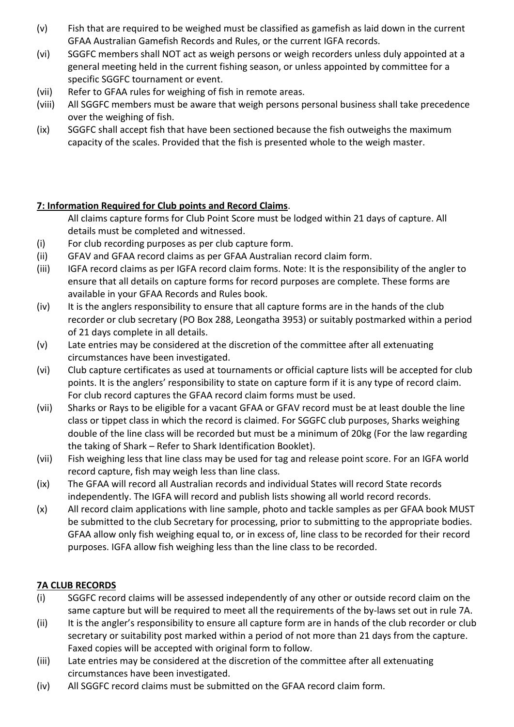(v) Fish that are required to be weighed must be classified as gamefish as laid down in the current GFAA Australian Gamefish Records and Rules, or the current IGFA records.

(vi) SGGFC members shall NOT act as weigh persons or weigh recorders unless duly appointed at a general meeting held in the current fishing season, or unless appointed by committee for a specific SGGFC tournament or event.

(vii) Refer to GFAA rules for weighing of fish in remote areas.

(viii) All SGGFC members must be aware that weigh persons personal business shall take precedence over the weighing of fish.

(ix) SGGFC shall accept fish that have been sectioned because the fish outweighs the maximum capacity of the scales. Provided that the fish is presented whole to the weigh master.

**7: Information Required for Club points and Record Claims**.

All claims capture forms for Club Point Score must be lodged within 21 days of capture. All details must be completed and witnessed.

(i) For club recording purposes as per club capture form.

(ii) GFAV and GFAA record claims as per GFAA Australian record claim form.

(iii) IGFA record claims as per IGFA record claim forms. Note: It is the responsibility of the angler to ensure that all details on capture forms for record purposes are complete. These forms are available in your GFAA Records and Rules book.

(iv) It is the anglers responsibility to ensure that all capture forms are in the hands of the club recorder or club secretary (PO Box 288, Leongatha 3953) or suitably postmarked within a period of 21 days complete in all details.

(v) Late entries may be considered at the discretion of the committee after all extenuating circumstances have been investigated.

(vi) Club capture certificates as used at tournaments or official capture lists will be accepted for club points. It is the anglers' responsibility to state on capture form if it is any type of record claim. For club record captures the GFAA record claim forms must be used.

(vii) Sharks or Rays to be eligible for a vacant GFAA or GFAV record must be at least double the line class or tippet class in which the record is claimed. For SGGFC club purposes, Sharks weighing double of the line class will be recorded but must be a minimum of 20kg (For the law regarding the taking of Shark – Refer to Shark Identification Booklet).

(vii) Fish weighing less that line class may be used for tag and release point score. For an IGFA world record capture, fish may weigh less than line class.

(ix) The GFAA will record all Australian records and individual States will record State records independently. The IGFA will record and publish lists showing all world record records.

(x) All record claim applications with line sample, photo and tackle samples as per GFAA book MUST be submitted to the club Secretary for processing, prior to submitting to the appropriate bodies. GFAA allow only fish weighing equal to, or in excess of, line class to be recorded for their record purposes. IGFA allow fish weighing less than the line class to be recorded.

**7A CLUB RECORDS**

(i) SGGFC record claims will be assessed independently of any other or outside record claim on the same capture but will be required to meet all the requirements of the by-laws set out in rule 7A.

(ii) It is the angler's responsibility to ensure all capture form are in hands of the club recorder or club secretary or suitability post marked within a period of not more than 21 days from the capture. Faxed copies will be accepted with original form to follow.

(iii) Late entries may be considered at the discretion of the committee after all extenuating circumstances have been investigated.

(iv) All SGGFC record claims must be submitted on the GFAA record claim form.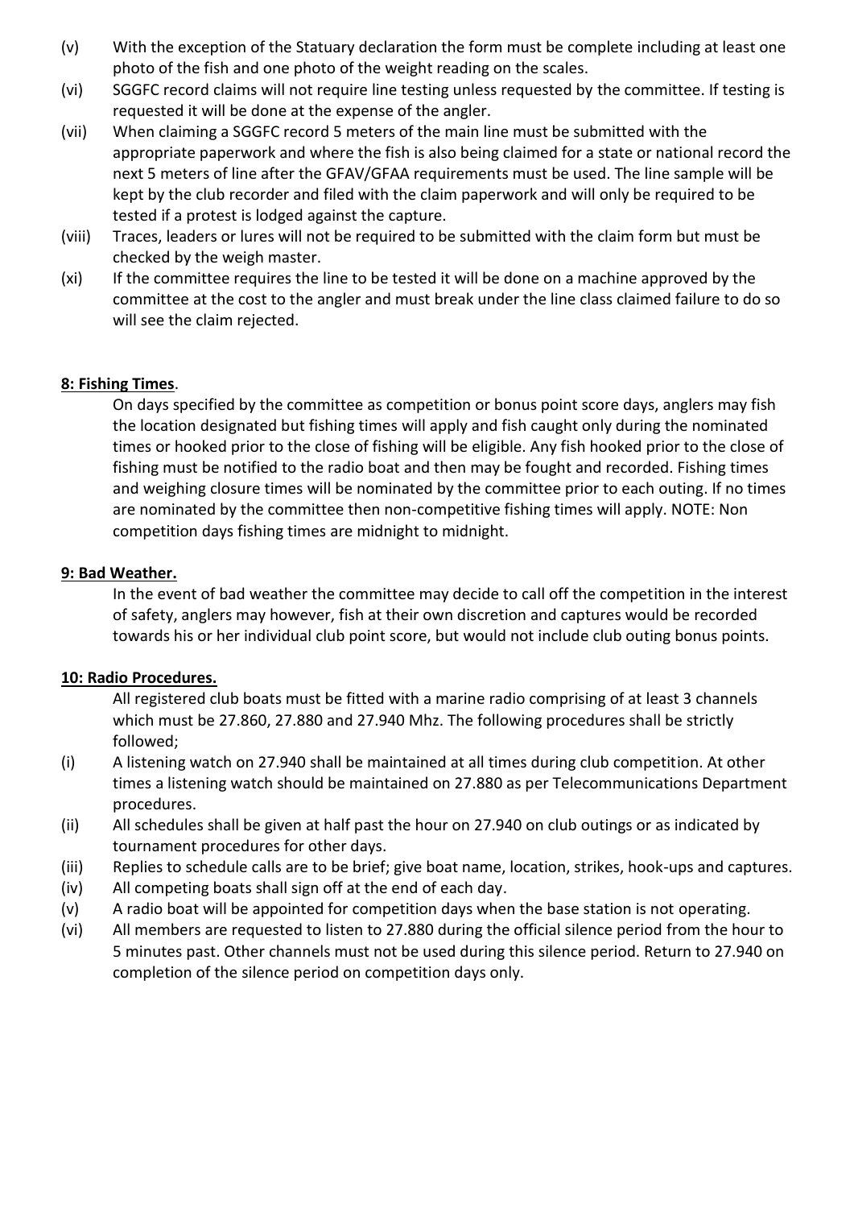(v) With the exception of the Statuary declaration the form must be complete including at least one photo of the fish and one photo of the weight reading on the scales.

(vi) SGGFC record claims will not require line testing unless requested by the committee. If testing is requested it will be done at the expense of the angler.

(vii) When claiming a SGGFC record 5 meters of the main line must be submitted with the appropriate paperwork and where the fish is also being claimed for a state or national record the next 5 meters of line after the GFAV/GFAA requirements must be used. The line sample will be kept by the club recorder and filed with the claim paperwork and will only be required to be tested if a protest is lodged against the capture.

(viii) Traces, leaders or lures will not be required to be submitted with the claim form but must be checked by the weigh master.

(xi) If the committee requires the line to be tested it will be done on a machine approved by the committee at the cost to the angler and must break under the line class claimed failure to do so will see the claim rejected.

**8: Fishing Times**.

On days specified by the committee as competition or bonus point score days, anglers may fish the location designated but fishing times will apply and fish caught only during the nominated times or hooked prior to the close of fishing will be eligible. Any fish hooked prior to the close of fishing must be notified to the radio boat and then may be fought and recorded. Fishing times and weighing closure times will be nominated by the committee prior to each outing. If no times are nominated by the committee then non-competitive fishing times will apply. NOTE: Non competition days fishing times are midnight to midnight.

**9: Bad Weather.**

In the event of bad weather the committee may decide to call off the competition in the interest of safety, anglers may however, fish at their own discretion and captures would be recorded towards his or her individual club point score, but would not include club outing bonus points.

**10: Radio Procedures.**

All registered club boats must be fitted with a marine radio comprising of at least 3 channels which must be 27.860, 27.880 and 27.940 Mhz. The following procedures shall be strictly followed;

(i) A listening watch on 27.940 shall be maintained at all times during club competition. At other times a listening watch should be maintained on 27.880 as per Telecommunications Department procedures.

(ii) All schedules shall be given at half past the hour on 27.940 on club outings or as indicated by tournament procedures for other days.

(iii) Replies to schedule calls are to be brief; give boat name, location, strikes, hook-ups and captures.

(iv) All competing boats shall sign off at the end of each day.

(v) A radio boat will be appointed for competition days when the base station is not operating.

(vi) All members are requested to listen to 27.880 during the official silence period from the hour to 5 minutes past. Other channels must not be used during this silence period. Return to 27.940 on completion of the silence period on competition days only.